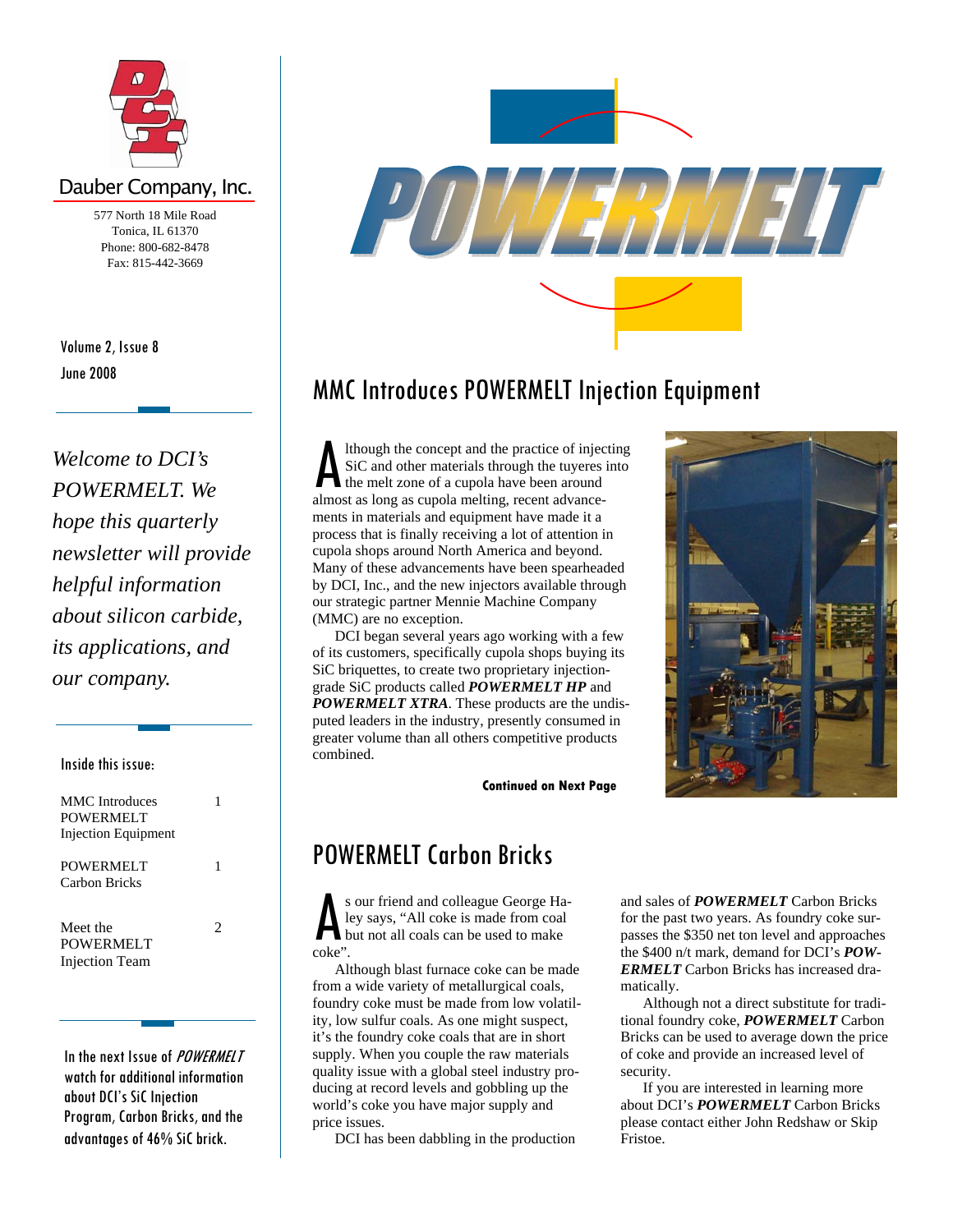# POWERMELT

Dauber Company, Inc.

577 North 18 Mile Road
Tonica, IL 61370
Phone: 800-682-8478
Fax: 815-442-3669

Volume 2, Issue 8
June 2008

*Welcome to DCI's POWERMELT. We hope this quarterly newsletter will provide helpful information about silicon carbide, its applications, and our company.*

**Inside this issue:**

| | |
|---|---|
| MMC Introduces POWERMELT Injection Equipment | 1 |
| POWERMELT Carbon Bricks | 1 |
| Meet the POWERMELT Injection Team | 2 |

In the next Issue of *POWERMELT* watch for additional information about DCI's SiC Injection Program, Carbon Bricks, and the advantages of 46% SiC brick.

## MMC Introduces POWERMELT Injection Equipment

Although the concept and the practice of injecting SiC and other materials through the tuyeres into the melt zone of a cupola have been around almost as long as cupola melting, recent advancements in materials and equipment have made it a process that is finally receiving a lot of attention in cupola shops around North America and beyond. Many of these advancements have been spearheaded by DCI, Inc., and the new injectors available through our strategic partner Mennie Machine Company (MMC) are no exception.

DCI began several years ago working with a few of its customers, specifically cupola shops buying its SiC briquettes, to create two proprietary injection-grade SiC products called ***POWERMELT HP*** and ***POWERMELT XTRA***. These products are the undisputed leaders in the industry, presently consumed in greater volume than all others competitive products combined.

**Continued on Next Page**

## POWERMELT Carbon Bricks

As our friend and colleague George Haley says, "All coke is made from coal but not all coals can be used to make coke".

Although blast furnace coke can be made from a wide variety of metallurgical coals, foundry coke must be made from low volatility, low sulfur coals. As one might suspect, it's the foundry coke coals that are in short supply. When you couple the raw materials quality issue with a global steel industry producing at record levels and gobbling up the world's coke you have major supply and price issues.

DCI has been dabbling in the production and sales of ***POWERMELT*** Carbon Bricks for the past two years. As foundry coke surpasses the $350 net ton level and approaches the $400 n/t mark, demand for DCI's ***POWERMELT*** Carbon Bricks has increased dramatically.

Although not a direct substitute for traditional foundry coke, ***POWERMELT*** Carbon Bricks can be used to average down the price of coke and provide an increased level of security.

If you are interested in learning more about DCI's ***POWERMELT*** Carbon Bricks please contact either John Redshaw or Skip Fristoe.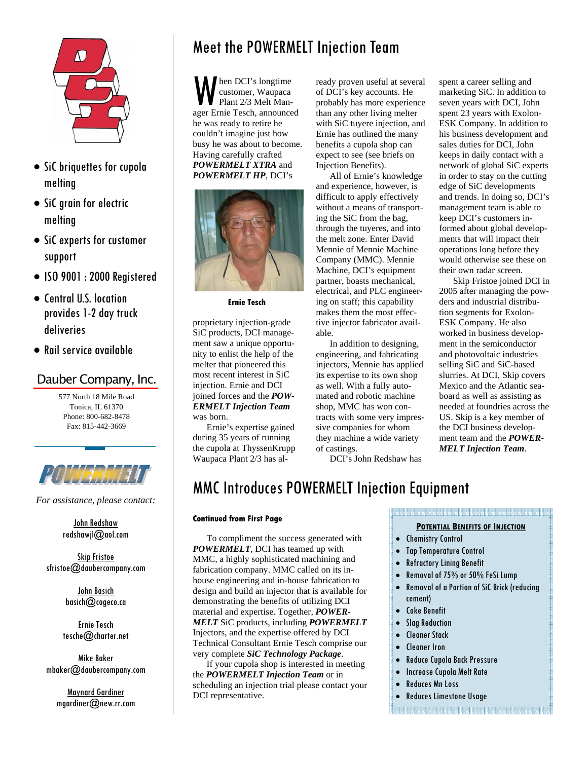- SiC briquettes for cupola melting
- SiC grain for electric melting
- SiC experts for customer support
- ISO 9001 : 2000 Registered
- Central U.S. location provides 1-2 day truck deliveries
- Rail service available

## Dauber Company, Inc.

577 North 18 Mile Road
Tonica, IL 61370
Phone: 800-682-8478
Fax: 815-442-3669

POWERMELT

*For assistance, please contact:*

John Redshaw
redshawjl@aol.com

Skip Fristoe
sfristoe@daubercompany.com

John Basich
basich@cogeco.ca

Ernie Tesch
tesche@charter.net

Mike Baker
mbaker@daubercompany.com

Maynard Gardiner
mgardiner@new.rr.com

# Meet the POWERMELT Injection Team

When DCI's longtime customer, Waupaca Plant 2/3 Melt Manager Ernie Tesch, announced he was ready to retire he couldn't imagine just how busy he was about to become. Having carefully crafted ***POWERMELT XTRA*** and ***POWERMELT HP***, DCI's proprietary injection-grade SiC products, DCI management saw a unique opportunity to enlist the help of the melter that pioneered this most recent interest in SiC injection. Ernie and DCI joined forces and the ***POWERMELT Injection Team*** was born.

**Ernie Tesch**

Ernie's expertise gained during 35 years of running the cupola at ThyssenKrupp Waupaca Plant 2/3 has already proven useful at several of DCI's key accounts. He probably has more experience than any other living melter with SiC tuyere injection, and Ernie has outlined the many benefits a cupola shop can expect to see (see briefs on Injection Benefits).

All of Ernie's knowledge and experience, however, is difficult to apply effectively without a means of transporting the SiC from the bag, through the tuyeres, and into the melt zone. Enter David Mennie of Mennie Machine Company (MMC). Mennie Machine, DCI's equipment partner, boasts mechanical, electrical, and PLC engineering on staff; this capability makes them the most effective injector fabricator available.

In addition to designing, engineering, and fabricating injectors, Mennie has applied its expertise to its own shop as well. With a fully automated and robotic machine shop, MMC has won contracts with some very impressive companies for whom they machine a wide variety of castings.

DCI's John Redshaw has spent a career selling and marketing SiC. In addition to seven years with DCI, John spent 23 years with Exolon-ESK Company. In addition to his business development and sales duties for DCI, John keeps in daily contact with a network of global SiC experts in order to stay on the cutting edge of SiC developments and trends. In doing so, DCI's management team is able to keep DCI's customers informed about global developments that will impact their operations long before they would otherwise see these on their own radar screen.

Skip Fristoe joined DCI in 2005 after managing the powders and industrial distribution segments for Exolon-ESK Company. He also worked in business development in the semiconductor and photovoltaic industries selling SiC and SiC-based slurries. At DCI, Skip covers Mexico and the Atlantic seaboard as well as assisting as needed at foundries across the US. Skip is a key member of the DCI business development team and the ***POWERMELT Injection Team***.

# MMC Introduces POWERMELT Injection Equipment

**Continued from First Page**

To compliment the success generated with ***POWERMELT***, DCI has teamed up with MMC, a highly sophisticated machining and fabrication company. MMC called on its in-house engineering and in-house fabrication to design and build an injector that is available for demonstrating the benefits of utilizing DCI material and expertise. Together, ***POWERMELT*** SiC products, including ***POWERMELT*** Injectors, and the expertise offered by DCI Technical Consultant Ernie Tesch comprise our very complete ***SiC Technology Package***.

If your cupola shop is interested in meeting the ***POWERMELT Injection Team*** or in scheduling an injection trial please contact your DCI representative.

**POTENTIAL BENEFITS OF INJECTION**

- Chemistry Control
- Tap Temperature Control
- Refractory Lining Benefit
- Removal of 75% or 50% FeSi Lump
- Removal of a Portion of SiC Brick (reducing cement)
- Coke Benefit
- Slag Reduction
- Cleaner Stack
- Cleaner Iron
- Reduce Cupola Back Pressure
- Increase Cupola Melt Rate
- Reduces Mn Loss
- Reduces Limestone Usage